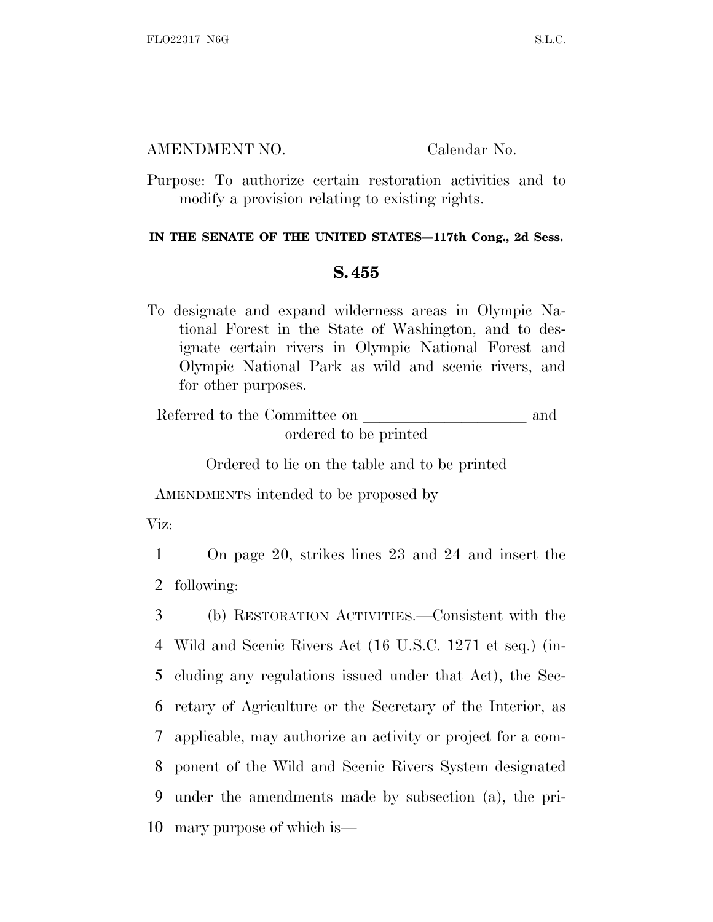AMENDMENT NO.\_\_\_\_\_\_\_\_ Calendar No.\_\_\_\_\_\_

Purpose: To authorize certain restoration activities and to modify a provision relating to existing rights.

**IN THE SENATE OF THE UNITED STATES—117th Cong., 2d Sess.**

## S. 455

To designate and expand wilderness areas in Olympic National Forest in the State of Washington, and to designate certain rivers in Olympic National Forest and Olympic National Park as wild and scenic rivers, and for other purposes.

Referred to the Committee on \_\_\_\_\_\_\_\_\_\_\_\_\_\_\_\_\_\_\_\_ and ordered to be printed

Ordered to lie on the table and to be printed

AMENDMENTS intended to be proposed by \_\_\_\_\_\_\_\_\_\_\_\_\_\_

Viz:

1 On page 20, strikes lines 23 and 24 and insert the
2 following:

3 (b) RESTORATION ACTIVITIES.—Consistent with the
4 Wild and Scenic Rivers Act (16 U.S.C. 1271 et seq.) (in-
5 cluding any regulations issued under that Act), the Sec-
6 retary of Agriculture or the Secretary of the Interior, as
7 applicable, may authorize an activity or project for a com-
8 ponent of the Wild and Scenic Rivers System designated
9 under the amendments made by subsection (a), the pri-
10 mary purpose of which is—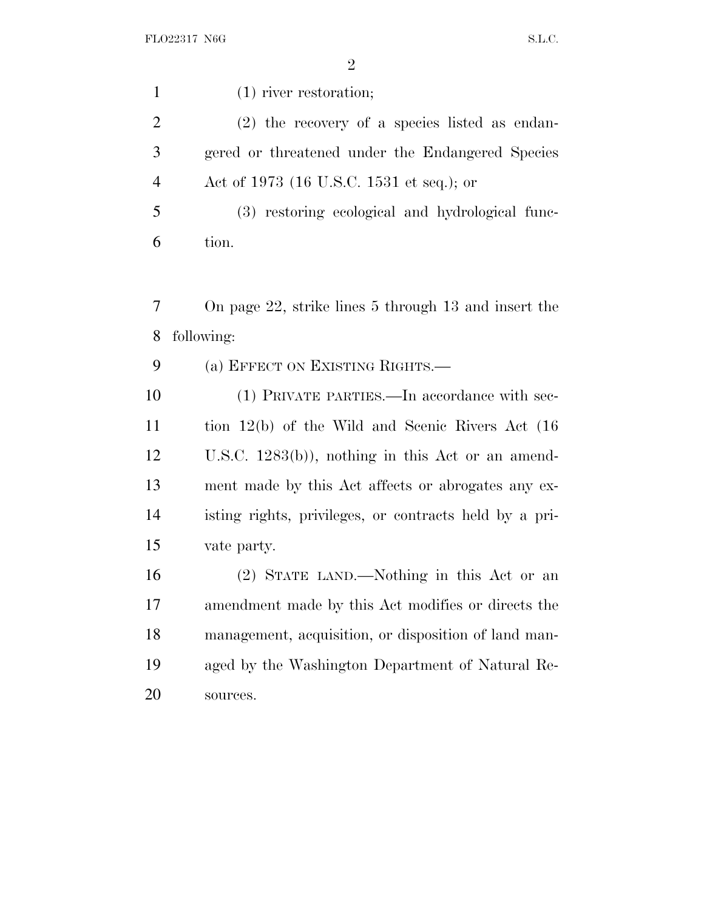(1) river restoration;

(2) the recovery of a species listed as endangered or threatened under the Endangered Species Act of 1973 (16 U.S.C. 1531 et seq.); or

(3) restoring ecological and hydrological function.

On page 22, strike lines 5 through 13 and insert the following:

(a) EFFECT ON EXISTING RIGHTS.—

(1) PRIVATE PARTIES.—In accordance with section 12(b) of the Wild and Scenic Rivers Act (16 U.S.C. 1283(b)), nothing in this Act or an amendment made by this Act affects or abrogates any existing rights, privileges, or contracts held by a private party.

(2) STATE LAND.—Nothing in this Act or an amendment made by this Act modifies or directs the management, acquisition, or disposition of land managed by the Washington Department of Natural Resources.